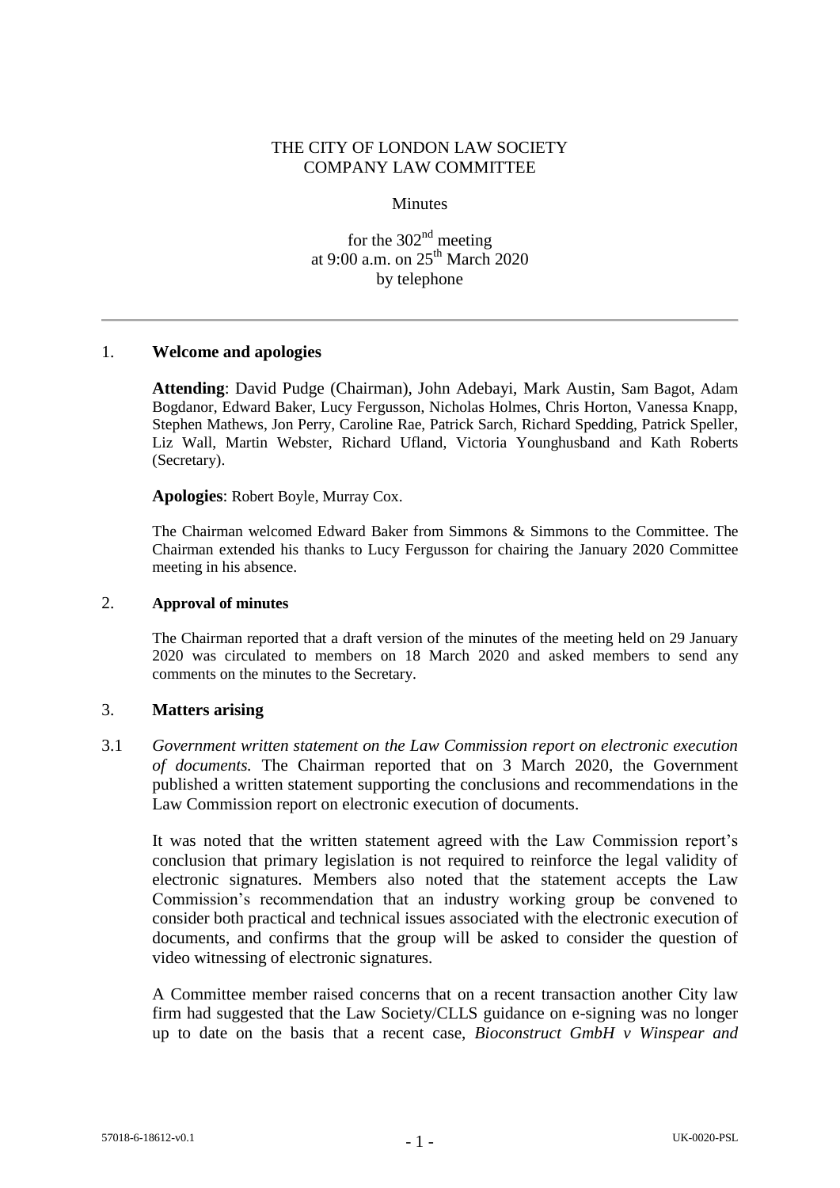# THE CITY OF LONDON LAW SOCIETY
# COMPANY LAW COMMITTEE

Minutes

for the 302nd meeting
at 9:00 a.m. on 25th March 2020
by telephone

---

## 1. Welcome and apologies

**Attending**: David Pudge (Chairman), John Adebayi, Mark Austin, Sam Bagot, Adam Bogdanor, Edward Baker, Lucy Fergusson, Nicholas Holmes, Chris Horton, Vanessa Knapp, Stephen Mathews, Jon Perry, Caroline Rae, Patrick Sarch, Richard Spedding, Patrick Speller, Liz Wall, Martin Webster, Richard Ufland, Victoria Younghusband and Kath Roberts (Secretary).

**Apologies**: Robert Boyle, Murray Cox.

The Chairman welcomed Edward Baker from Simmons & Simmons to the Committee. The Chairman extended his thanks to Lucy Fergusson for chairing the January 2020 Committee meeting in his absence.

## 2. Approval of minutes

The Chairman reported that a draft version of the minutes of the meeting held on 29 January 2020 was circulated to members on 18 March 2020 and asked members to send any comments on the minutes to the Secretary.

## 3. Matters arising

3.1 *Government written statement on the Law Commission report on electronic execution of documents.* The Chairman reported that on 3 March 2020, the Government published a written statement supporting the conclusions and recommendations in the Law Commission report on electronic execution of documents.

It was noted that the written statement agreed with the Law Commission report's conclusion that primary legislation is not required to reinforce the legal validity of electronic signatures. Members also noted that the statement accepts the Law Commission's recommendation that an industry working group be convened to consider both practical and technical issues associated with the electronic execution of documents, and confirms that the group will be asked to consider the question of video witnessing of electronic signatures.

A Committee member raised concerns that on a recent transaction another City law firm had suggested that the Law Society/CLLS guidance on e-signing was no longer up to date on the basis that a recent case, *Bioconstruct GmbH v Winspear and*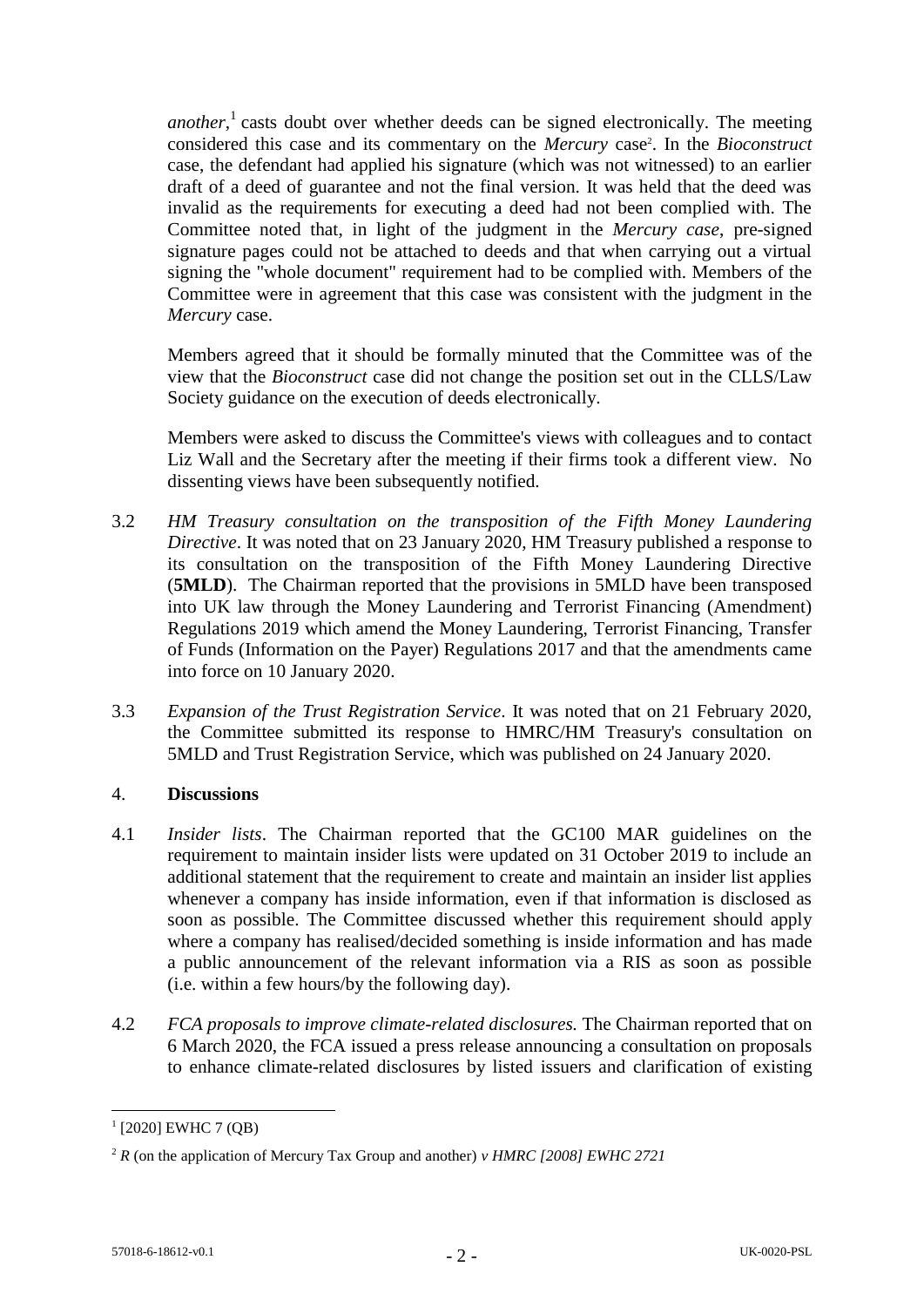*another*,[1] casts doubt over whether deeds can be signed electronically. The meeting considered this case and its commentary on the *Mercury* case[2]. In the *Bioconstruct* case, the defendant had applied his signature (which was not witnessed) to an earlier draft of a deed of guarantee and not the final version. It was held that the deed was invalid as the requirements for executing a deed had not been complied with. The Committee noted that, in light of the judgment in the *Mercury case*, pre-signed signature pages could not be attached to deeds and that when carrying out a virtual signing the "whole document" requirement had to be complied with. Members of the Committee were in agreement that this case was consistent with the judgment in the *Mercury* case.

Members agreed that it should be formally minuted that the Committee was of the view that the *Bioconstruct* case did not change the position set out in the CLLS/Law Society guidance on the execution of deeds electronically.

Members were asked to discuss the Committee's views with colleagues and to contact Liz Wall and the Secretary after the meeting if their firms took a different view. No dissenting views have been subsequently notified.

3.2 *HM Treasury consultation on the transposition of the Fifth Money Laundering Directive*. It was noted that on 23 January 2020, HM Treasury published a response to its consultation on the transposition of the Fifth Money Laundering Directive (**5MLD**). The Chairman reported that the provisions in 5MLD have been transposed into UK law through the Money Laundering and Terrorist Financing (Amendment) Regulations 2019 which amend the Money Laundering, Terrorist Financing, Transfer of Funds (Information on the Payer) Regulations 2017 and that the amendments came into force on 10 January 2020.

3.3 *Expansion of the Trust Registration Service*. It was noted that on 21 February 2020, the Committee submitted its response to HMRC/HM Treasury's consultation on 5MLD and Trust Registration Service, which was published on 24 January 2020.

## 4. Discussions

4.1 *Insider lists*. The Chairman reported that the GC100 MAR guidelines on the requirement to maintain insider lists were updated on 31 October 2019 to include an additional statement that the requirement to create and maintain an insider list applies whenever a company has inside information, even if that information is disclosed as soon as possible. The Committee discussed whether this requirement should apply where a company has realised/decided something is inside information and has made a public announcement of the relevant information via a RIS as soon as possible (i.e. within a few hours/by the following day).

4.2 *FCA proposals to improve climate-related disclosures.* The Chairman reported that on 6 March 2020, the FCA issued a press release announcing a consultation on proposals to enhance climate-related disclosures by listed issuers and clarification of existing

---

[1] [2020] EWHC 7 (QB)

[2] *R* (on the application of Mercury Tax Group and another) *v HMRC [2008] EWHC 2721*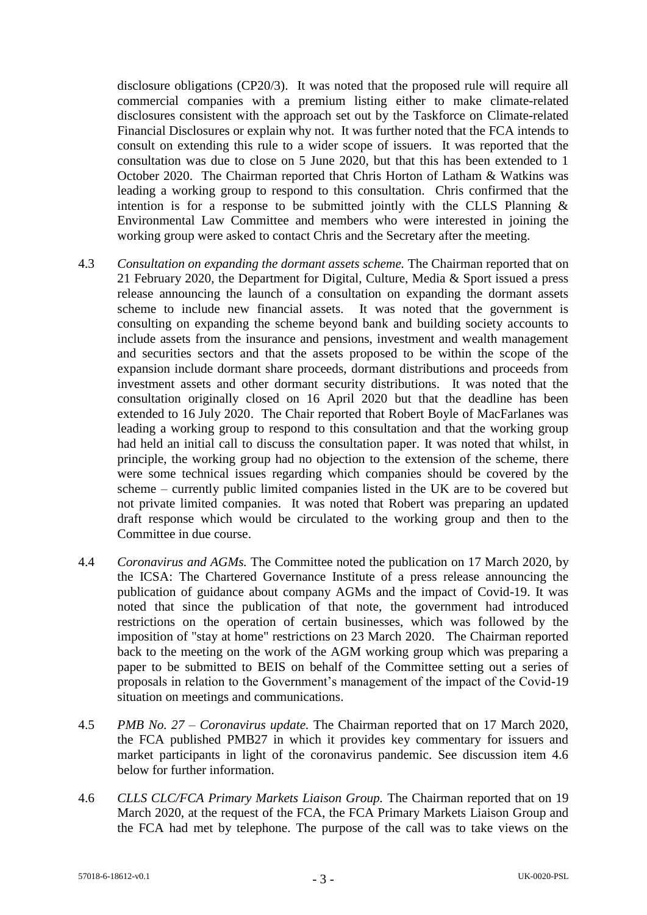disclosure obligations (CP20/3). It was noted that the proposed rule will require all commercial companies with a premium listing either to make climate-related disclosures consistent with the approach set out by the Taskforce on Climate-related Financial Disclosures or explain why not. It was further noted that the FCA intends to consult on extending this rule to a wider scope of issuers. It was reported that the consultation was due to close on 5 June 2020, but that this has been extended to 1 October 2020. The Chairman reported that Chris Horton of Latham & Watkins was leading a working group to respond to this consultation. Chris confirmed that the intention is for a response to be submitted jointly with the CLLS Planning & Environmental Law Committee and members who were interested in joining the working group were asked to contact Chris and the Secretary after the meeting.

4.3 *Consultation on expanding the dormant assets scheme.* The Chairman reported that on 21 February 2020, the Department for Digital, Culture, Media & Sport issued a press release announcing the launch of a consultation on expanding the dormant assets scheme to include new financial assets. It was noted that the government is consulting on expanding the scheme beyond bank and building society accounts to include assets from the insurance and pensions, investment and wealth management and securities sectors and that the assets proposed to be within the scope of the expansion include dormant share proceeds, dormant distributions and proceeds from investment assets and other dormant security distributions. It was noted that the consultation originally closed on 16 April 2020 but that the deadline has been extended to 16 July 2020. The Chair reported that Robert Boyle of MacFarlanes was leading a working group to respond to this consultation and that the working group had held an initial call to discuss the consultation paper. It was noted that whilst, in principle, the working group had no objection to the extension of the scheme, there were some technical issues regarding which companies should be covered by the scheme – currently public limited companies listed in the UK are to be covered but not private limited companies. It was noted that Robert was preparing an updated draft response which would be circulated to the working group and then to the Committee in due course.

4.4 *Coronavirus and AGMs.* The Committee noted the publication on 17 March 2020, by the ICSA: The Chartered Governance Institute of a press release announcing the publication of guidance about company AGMs and the impact of Covid-19. It was noted that since the publication of that note, the government had introduced restrictions on the operation of certain businesses, which was followed by the imposition of "stay at home" restrictions on 23 March 2020. The Chairman reported back to the meeting on the work of the AGM working group which was preparing a paper to be submitted to BEIS on behalf of the Committee setting out a series of proposals in relation to the Government's management of the impact of the Covid-19 situation on meetings and communications.

4.5 *PMB No. 27 – Coronavirus update.* The Chairman reported that on 17 March 2020, the FCA published PMB27 in which it provides key commentary for issuers and market participants in light of the coronavirus pandemic. See discussion item 4.6 below for further information.

4.6 *CLLS CLC/FCA Primary Markets Liaison Group.* The Chairman reported that on 19 March 2020, at the request of the FCA, the FCA Primary Markets Liaison Group and the FCA had met by telephone. The purpose of the call was to take views on the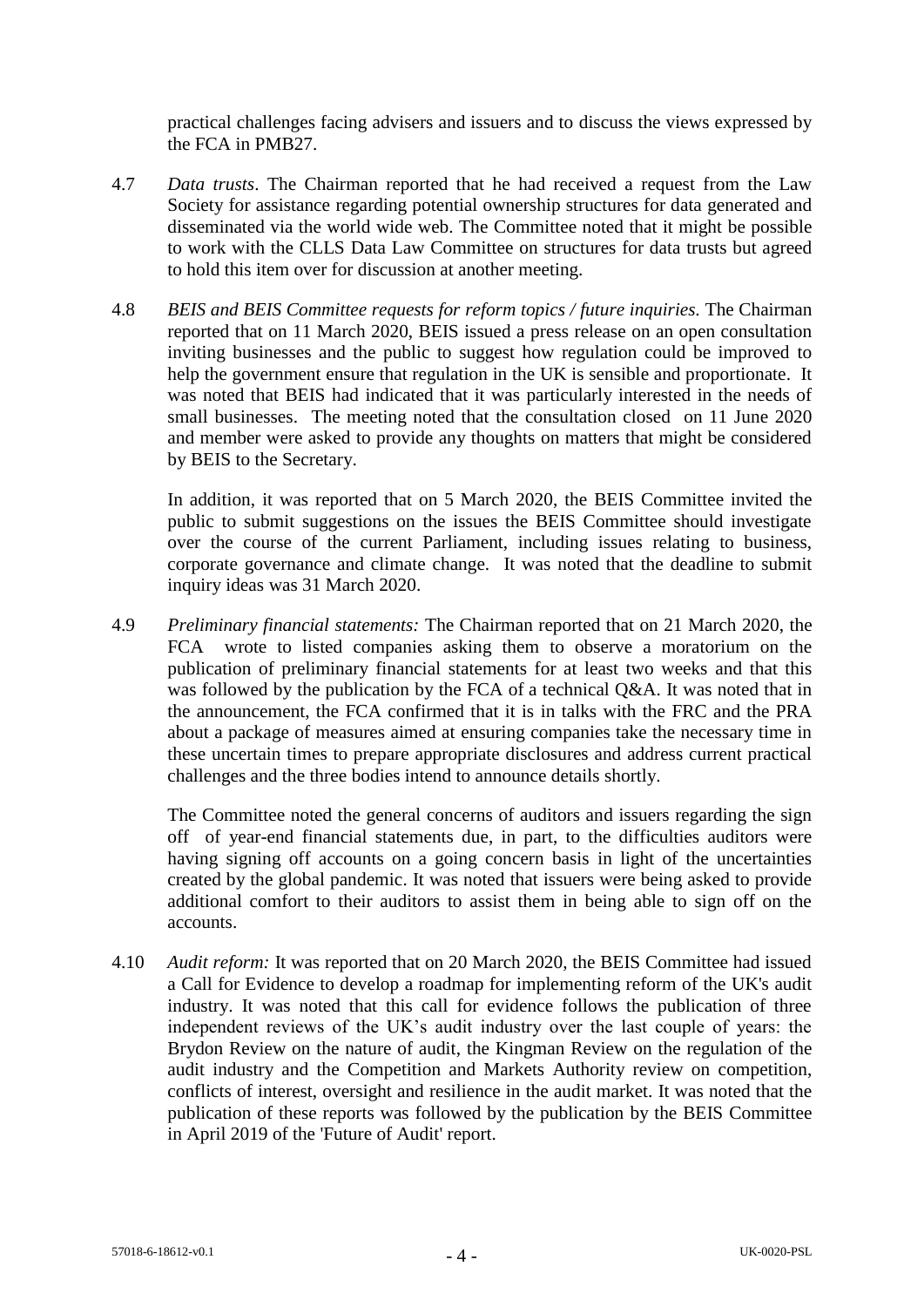practical challenges facing advisers and issuers and to discuss the views expressed by the FCA in PMB27.

4.7 *Data trusts*. The Chairman reported that he had received a request from the Law Society for assistance regarding potential ownership structures for data generated and disseminated via the world wide web. The Committee noted that it might be possible to work with the CLLS Data Law Committee on structures for data trusts but agreed to hold this item over for discussion at another meeting.

4.8 *BEIS and BEIS Committee requests for reform topics / future inquiries.* The Chairman reported that on 11 March 2020, BEIS issued a press release on an open consultation inviting businesses and the public to suggest how regulation could be improved to help the government ensure that regulation in the UK is sensible and proportionate. It was noted that BEIS had indicated that it was particularly interested in the needs of small businesses. The meeting noted that the consultation closed on 11 June 2020 and member were asked to provide any thoughts on matters that might be considered by BEIS to the Secretary.

In addition, it was reported that on 5 March 2020, the BEIS Committee invited the public to submit suggestions on the issues the BEIS Committee should investigate over the course of the current Parliament, including issues relating to business, corporate governance and climate change. It was noted that the deadline to submit inquiry ideas was 31 March 2020.

4.9 *Preliminary financial statements:* The Chairman reported that on 21 March 2020, the FCA wrote to listed companies asking them to observe a moratorium on the publication of preliminary financial statements for at least two weeks and that this was followed by the publication by the FCA of a technical Q&A. It was noted that in the announcement, the FCA confirmed that it is in talks with the FRC and the PRA about a package of measures aimed at ensuring companies take the necessary time in these uncertain times to prepare appropriate disclosures and address current practical challenges and the three bodies intend to announce details shortly.

The Committee noted the general concerns of auditors and issuers regarding the sign off of year-end financial statements due, in part, to the difficulties auditors were having signing off accounts on a going concern basis in light of the uncertainties created by the global pandemic. It was noted that issuers were being asked to provide additional comfort to their auditors to assist them in being able to sign off on the accounts.

4.10 *Audit reform:* It was reported that on 20 March 2020, the BEIS Committee had issued a Call for Evidence to develop a roadmap for implementing reform of the UK's audit industry. It was noted that this call for evidence follows the publication of three independent reviews of the UK's audit industry over the last couple of years: the Brydon Review on the nature of audit, the Kingman Review on the regulation of the audit industry and the Competition and Markets Authority review on competition, conflicts of interest, oversight and resilience in the audit market. It was noted that the publication of these reports was followed by the publication by the BEIS Committee in April 2019 of the 'Future of Audit' report.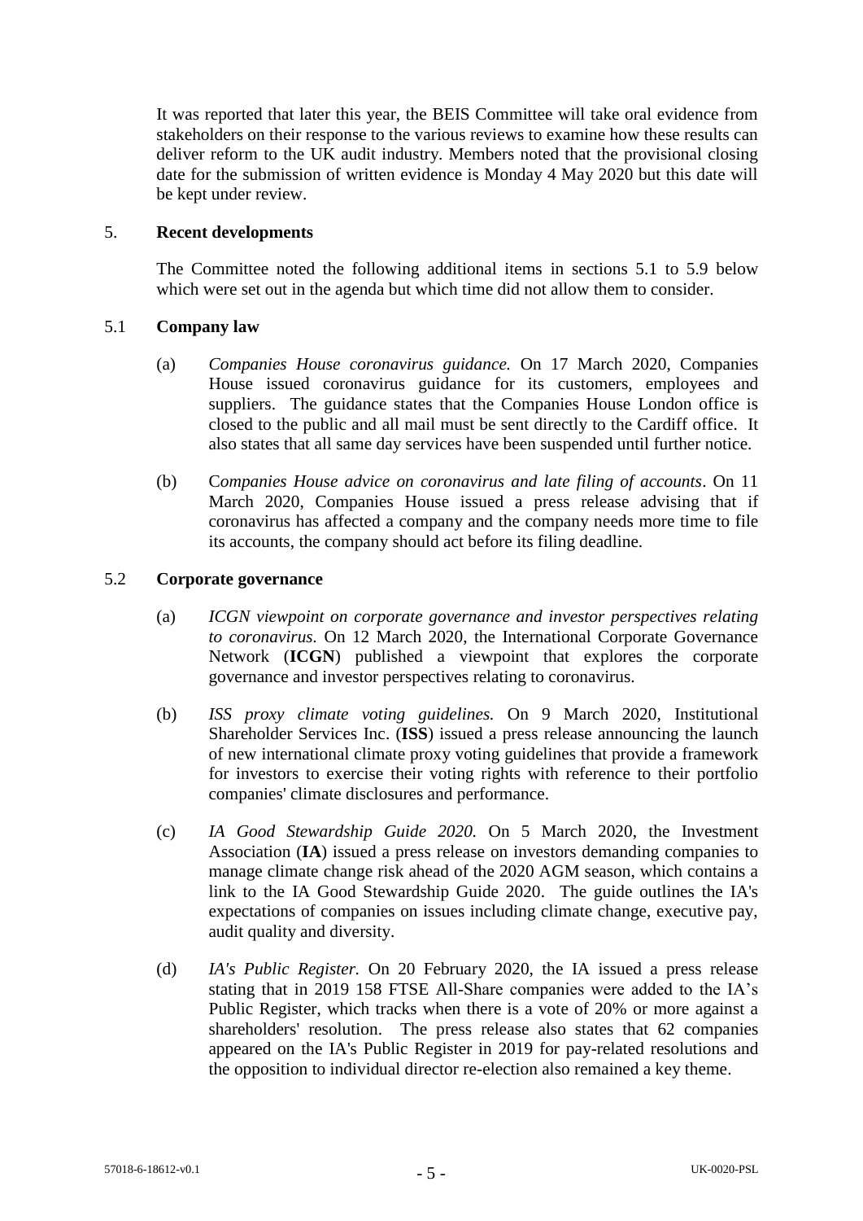It was reported that later this year, the BEIS Committee will take oral evidence from stakeholders on their response to the various reviews to examine how these results can deliver reform to the UK audit industry. Members noted that the provisional closing date for the submission of written evidence is Monday 4 May 2020 but this date will be kept under review.

## 5. Recent developments

The Committee noted the following additional items in sections 5.1 to 5.9 below which were set out in the agenda but which time did not allow them to consider.

### 5.1 Company law

(a) *Companies House coronavirus guidance.* On 17 March 2020, Companies House issued coronavirus guidance for its customers, employees and suppliers. The guidance states that the Companies House London office is closed to the public and all mail must be sent directly to the Cardiff office. It also states that all same day services have been suspended until further notice.

(b) C*ompanies House advice on coronavirus and late filing of accounts*. On 11 March 2020, Companies House issued a press release advising that if coronavirus has affected a company and the company needs more time to file its accounts, the company should act before its filing deadline.

### 5.2 Corporate governance

(a) *ICGN viewpoint on corporate governance and investor perspectives relating to coronavirus.* On 12 March 2020, the International Corporate Governance Network (**ICGN**) published a viewpoint that explores the corporate governance and investor perspectives relating to coronavirus.

(b) *ISS proxy climate voting guidelines.* On 9 March 2020, Institutional Shareholder Services Inc. (**ISS**) issued a press release announcing the launch of new international climate proxy voting guidelines that provide a framework for investors to exercise their voting rights with reference to their portfolio companies' climate disclosures and performance.

(c) *IA Good Stewardship Guide 2020.* On 5 March 2020, the Investment Association (**IA**) issued a press release on investors demanding companies to manage climate change risk ahead of the 2020 AGM season, which contains a link to the IA Good Stewardship Guide 2020. The guide outlines the IA's expectations of companies on issues including climate change, executive pay, audit quality and diversity.

(d) *IA's Public Register.* On 20 February 2020, the IA issued a press release stating that in 2019 158 FTSE All-Share companies were added to the IA's Public Register, which tracks when there is a vote of 20% or more against a shareholders' resolution. The press release also states that 62 companies appeared on the IA's Public Register in 2019 for pay-related resolutions and the opposition to individual director re-election also remained a key theme.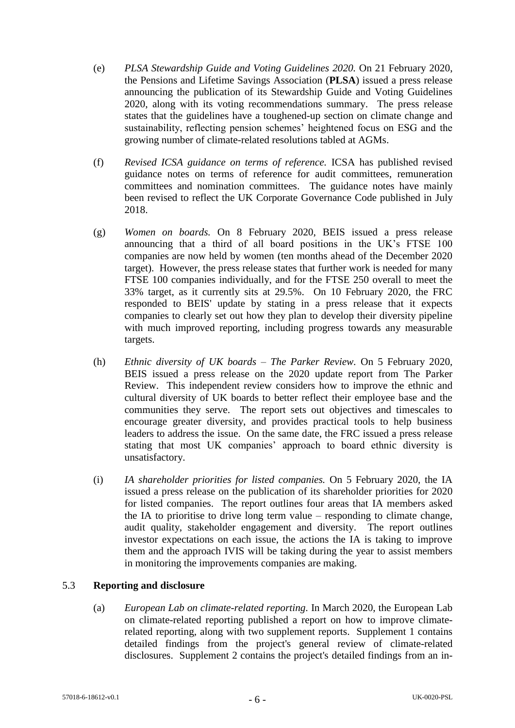(e) *PLSA Stewardship Guide and Voting Guidelines 2020.* On 21 February 2020, the Pensions and Lifetime Savings Association (**PLSA**) issued a press release announcing the publication of its Stewardship Guide and Voting Guidelines 2020, along with its voting recommendations summary. The press release states that the guidelines have a toughened-up section on climate change and sustainability, reflecting pension schemes' heightened focus on ESG and the growing number of climate-related resolutions tabled at AGMs.

(f) *Revised ICSA guidance on terms of reference.* ICSA has published revised guidance notes on terms of reference for audit committees, remuneration committees and nomination committees. The guidance notes have mainly been revised to reflect the UK Corporate Governance Code published in July 2018.

(g) *Women on boards.* On 8 February 2020, BEIS issued a press release announcing that a third of all board positions in the UK's FTSE 100 companies are now held by women (ten months ahead of the December 2020 target). However, the press release states that further work is needed for many FTSE 100 companies individually, and for the FTSE 250 overall to meet the 33% target, as it currently sits at 29.5%. On 10 February 2020, the FRC responded to BEIS' update by stating in a press release that it expects companies to clearly set out how they plan to develop their diversity pipeline with much improved reporting, including progress towards any measurable targets.

(h) *Ethnic diversity of UK boards – The Parker Review.* On 5 February 2020, BEIS issued a press release on the 2020 update report from The Parker Review. This independent review considers how to improve the ethnic and cultural diversity of UK boards to better reflect their employee base and the communities they serve. The report sets out objectives and timescales to encourage greater diversity, and provides practical tools to help business leaders to address the issue. On the same date, the FRC issued a press release stating that most UK companies' approach to board ethnic diversity is unsatisfactory.

(i) *IA shareholder priorities for listed companies.* On 5 February 2020, the IA issued a press release on the publication of its shareholder priorities for 2020 for listed companies. The report outlines four areas that IA members asked the IA to prioritise to drive long term value – responding to climate change, audit quality, stakeholder engagement and diversity. The report outlines investor expectations on each issue, the actions the IA is taking to improve them and the approach IVIS will be taking during the year to assist members in monitoring the improvements companies are making.

### 5.3 Reporting and disclosure

(a) *European Lab on climate-related reporting.* In March 2020, the European Lab on climate-related reporting published a report on how to improve climate-related reporting, along with two supplement reports. Supplement 1 contains detailed findings from the project's general review of climate-related disclosures. Supplement 2 contains the project's detailed findings from an in-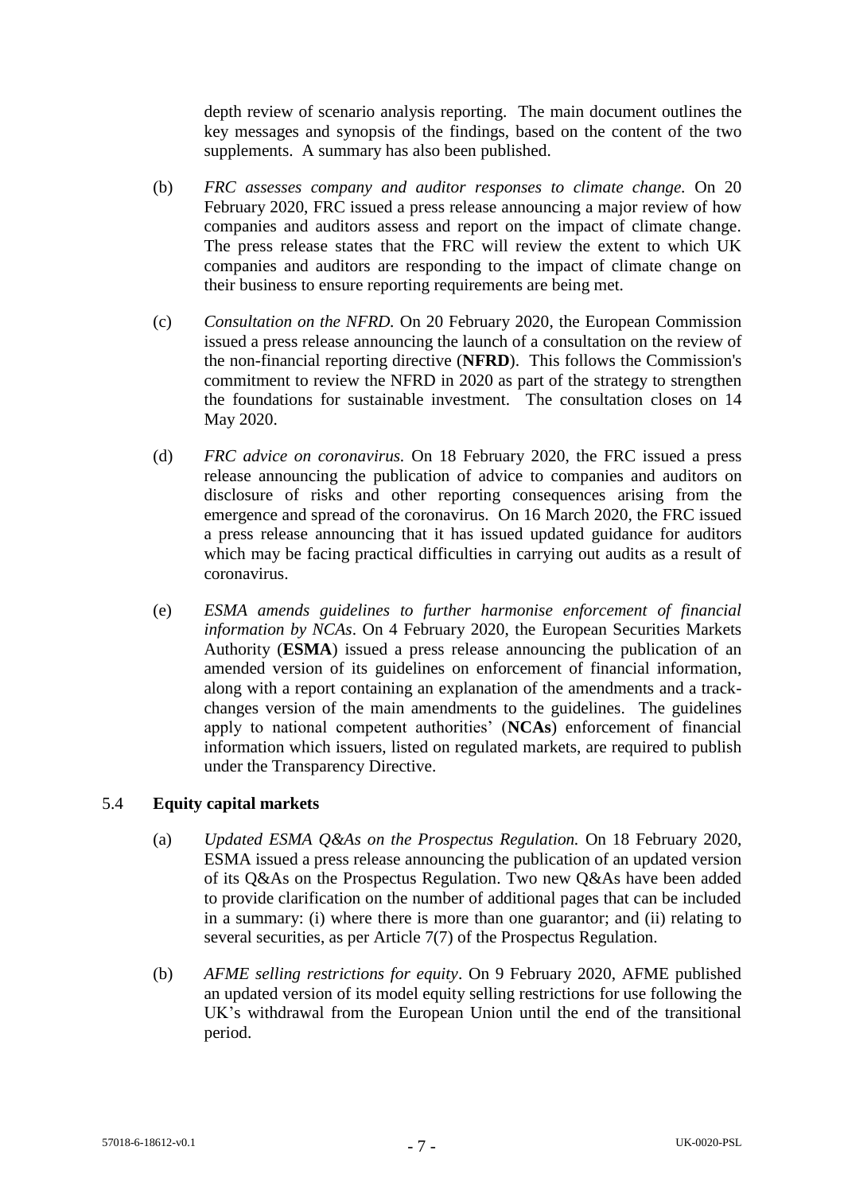depth review of scenario analysis reporting. The main document outlines the key messages and synopsis of the findings, based on the content of the two supplements. A summary has also been published.

(b) *FRC assesses company and auditor responses to climate change.* On 20 February 2020, FRC issued a press release announcing a major review of how companies and auditors assess and report on the impact of climate change. The press release states that the FRC will review the extent to which UK companies and auditors are responding to the impact of climate change on their business to ensure reporting requirements are being met.

(c) *Consultation on the NFRD.* On 20 February 2020, the European Commission issued a press release announcing the launch of a consultation on the review of the non-financial reporting directive (**NFRD**). This follows the Commission's commitment to review the NFRD in 2020 as part of the strategy to strengthen the foundations for sustainable investment. The consultation closes on 14 May 2020.

(d) *FRC advice on coronavirus.* On 18 February 2020, the FRC issued a press release announcing the publication of advice to companies and auditors on disclosure of risks and other reporting consequences arising from the emergence and spread of the coronavirus. On 16 March 2020, the FRC issued a press release announcing that it has issued updated guidance for auditors which may be facing practical difficulties in carrying out audits as a result of coronavirus.

(e) *ESMA amends guidelines to further harmonise enforcement of financial information by NCAs*. On 4 February 2020, the European Securities Markets Authority (**ESMA**) issued a press release announcing the publication of an amended version of its guidelines on enforcement of financial information, along with a report containing an explanation of the amendments and a track-changes version of the main amendments to the guidelines. The guidelines apply to national competent authorities' (**NCAs**) enforcement of financial information which issuers, listed on regulated markets, are required to publish under the Transparency Directive.

### 5.4 **Equity capital markets**

(a) *Updated ESMA Q&As on the Prospectus Regulation.* On 18 February 2020, ESMA issued a press release announcing the publication of an updated version of its Q&As on the Prospectus Regulation. Two new Q&As have been added to provide clarification on the number of additional pages that can be included in a summary: (i) where there is more than one guarantor; and (ii) relating to several securities, as per Article 7(7) of the Prospectus Regulation.

(b) *AFME selling restrictions for equity*. On 9 February 2020, AFME published an updated version of its model equity selling restrictions for use following the UK's withdrawal from the European Union until the end of the transitional period.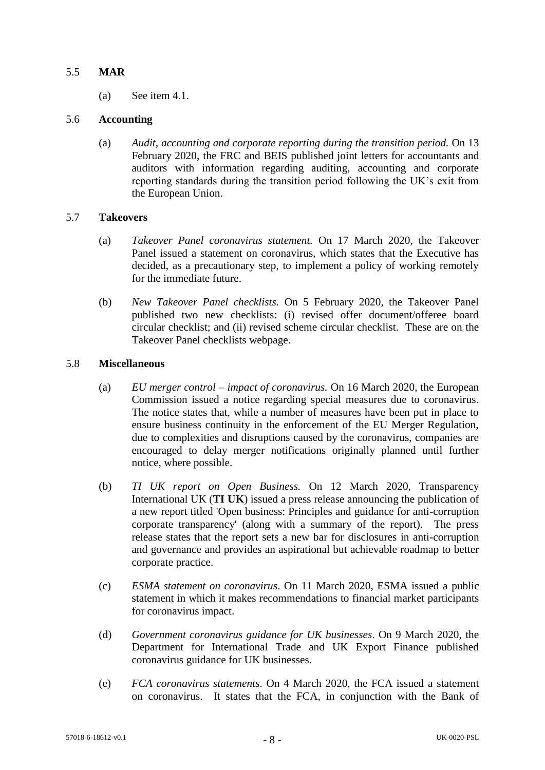### 5.5 **MAR**

(a) See item 4.1.

### 5.6 **Accounting**

(a) *Audit, accounting and corporate reporting during the transition period.* On 13 February 2020, the FRC and BEIS published joint letters for accountants and auditors with information regarding auditing, accounting and corporate reporting standards during the transition period following the UK's exit from the European Union.

### 5.7 **Takeovers**

(a) *Takeover Panel coronavirus statement.* On 17 March 2020, the Takeover Panel issued a statement on coronavirus, which states that the Executive has decided, as a precautionary step, to implement a policy of working remotely for the immediate future.

(b) *New Takeover Panel checklists.* On 5 February 2020, the Takeover Panel published two new checklists: (i) revised offer document/offeree board circular checklist; and (ii) revised scheme circular checklist. These are on the Takeover Panel checklists webpage.

### 5.8 **Miscellaneous**

(a) *EU merger control – impact of coronavirus.* On 16 March 2020, the European Commission issued a notice regarding special measures due to coronavirus. The notice states that, while a number of measures have been put in place to ensure business continuity in the enforcement of the EU Merger Regulation, due to complexities and disruptions caused by the coronavirus, companies are encouraged to delay merger notifications originally planned until further notice, where possible.

(b) *TI UK report on Open Business.* On 12 March 2020, Transparency International UK (**TI UK**) issued a press release announcing the publication of a new report titled 'Open business: Principles and guidance for anti-corruption corporate transparency' (along with a summary of the report). The press release states that the report sets a new bar for disclosures in anti-corruption and governance and provides an aspirational but achievable roadmap to better corporate practice.

(c) *ESMA statement on coronavirus*. On 11 March 2020, ESMA issued a public statement in which it makes recommendations to financial market participants for coronavirus impact.

(d) *Government coronavirus guidance for UK businesses*. On 9 March 2020, the Department for International Trade and UK Export Finance published coronavirus guidance for UK businesses.

(e) *FCA coronavirus statements*. On 4 March 2020, the FCA issued a statement on coronavirus. It states that the FCA, in conjunction with the Bank of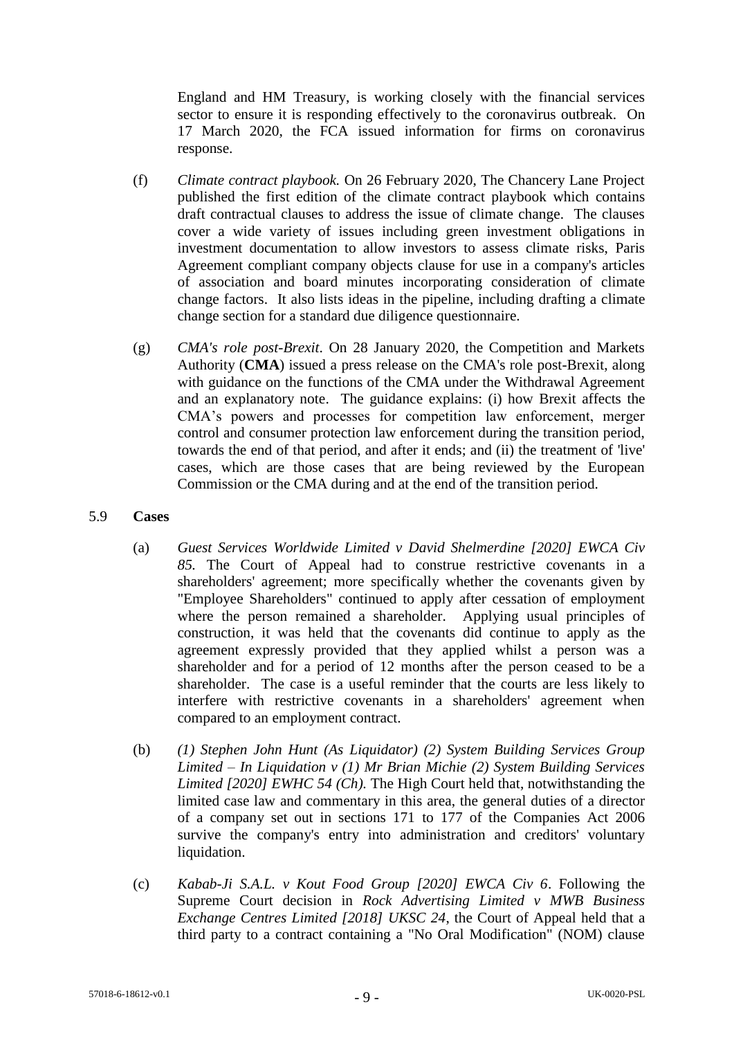England and HM Treasury, is working closely with the financial services sector to ensure it is responding effectively to the coronavirus outbreak. On 17 March 2020, the FCA issued information for firms on coronavirus response.

(f) *Climate contract playbook.* On 26 February 2020, The Chancery Lane Project published the first edition of the climate contract playbook which contains draft contractual clauses to address the issue of climate change. The clauses cover a wide variety of issues including green investment obligations in investment documentation to allow investors to assess climate risks, Paris Agreement compliant company objects clause for use in a company's articles of association and board minutes incorporating consideration of climate change factors. It also lists ideas in the pipeline, including drafting a climate change section for a standard due diligence questionnaire.

(g) *CMA's role post-Brexit*. On 28 January 2020, the Competition and Markets Authority (**CMA**) issued a press release on the CMA's role post-Brexit, along with guidance on the functions of the CMA under the Withdrawal Agreement and an explanatory note. The guidance explains: (i) how Brexit affects the CMA's powers and processes for competition law enforcement, merger control and consumer protection law enforcement during the transition period, towards the end of that period, and after it ends; and (ii) the treatment of 'live' cases, which are those cases that are being reviewed by the European Commission or the CMA during and at the end of the transition period.

5.9 **Cases**

(a) *Guest Services Worldwide Limited v David Shelmerdine [2020] EWCA Civ 85.* The Court of Appeal had to construe restrictive covenants in a shareholders' agreement; more specifically whether the covenants given by "Employee Shareholders" continued to apply after cessation of employment where the person remained a shareholder. Applying usual principles of construction, it was held that the covenants did continue to apply as the agreement expressly provided that they applied whilst a person was a shareholder and for a period of 12 months after the person ceased to be a shareholder. The case is a useful reminder that the courts are less likely to interfere with restrictive covenants in a shareholders' agreement when compared to an employment contract.

(b) *(1) Stephen John Hunt (As Liquidator) (2) System Building Services Group Limited – In Liquidation v (1) Mr Brian Michie (2) System Building Services Limited [2020] EWHC 54 (Ch).* The High Court held that, notwithstanding the limited case law and commentary in this area, the general duties of a director of a company set out in sections 171 to 177 of the Companies Act 2006 survive the company's entry into administration and creditors' voluntary liquidation.

(c) *Kabab-Ji S.A.L. v Kout Food Group [2020] EWCA Civ 6*. Following the Supreme Court decision in *Rock Advertising Limited v MWB Business Exchange Centres Limited [2018] UKSC 24*, the Court of Appeal held that a third party to a contract containing a "No Oral Modification" (NOM) clause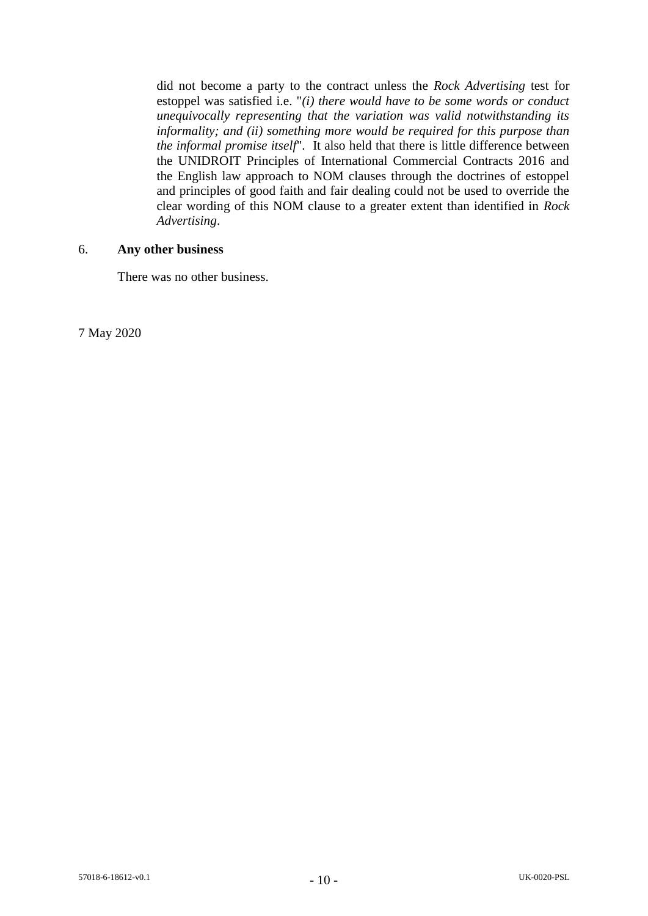did not become a party to the contract unless the *Rock Advertising* test for estoppel was satisfied i.e. "*(i) there would have to be some words or conduct unequivocally representing that the variation was valid notwithstanding its informality; and (ii) something more would be required for this purpose than the informal promise itself*". It also held that there is little difference between the UNIDROIT Principles of International Commercial Contracts 2016 and the English law approach to NOM clauses through the doctrines of estoppel and principles of good faith and fair dealing could not be used to override the clear wording of this NOM clause to a greater extent than identified in *Rock Advertising*.

6. **Any other business**

There was no other business.

7 May 2020

57018-6-18612-v0.1 UK-0020-PSL